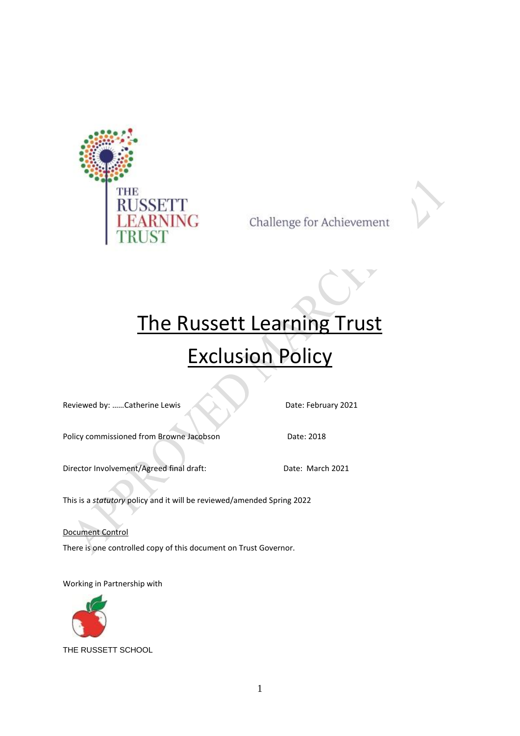THE RUSSETT LEARNING TRUST

Challenge for Achievement

# The Russett Learning Trust

# Exclusion Policy

Reviewed by: ……Catherine Lewis Date: February 2021

Policy commissioned from Browne Jacobson Date: 2018

Director Involvement/Agreed final draft: Date: March 2021

This is a *statutory* policy and it will be reviewed/amended Spring 2022

Document Control

There is one controlled copy of this document on Trust Governor.

Working in Partnership with

THE RUSSETT SCHOOL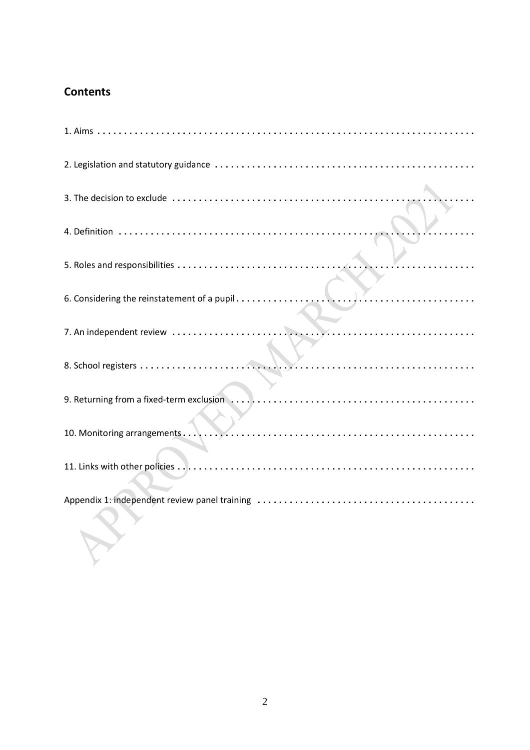## Contents

1. Aims
2. Legislation and statutory guidance
3. The decision to exclude
4. Definition
5. Roles and responsibilities
6. Considering the reinstatement of a pupil
7. An independent review
8. School registers
9. Returning from a fixed-term exclusion
10. Monitoring arrangements
11. Links with other policies

Appendix 1: independent review panel training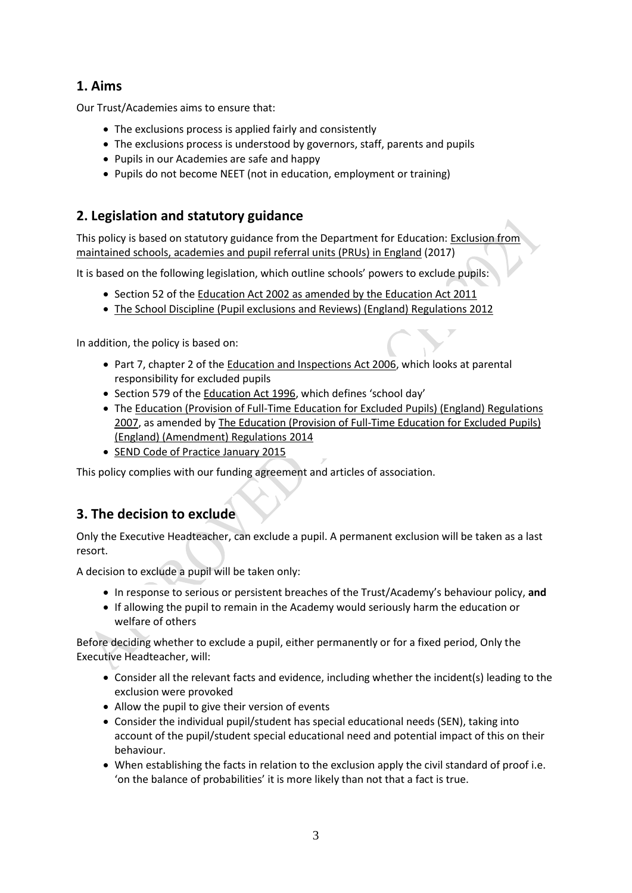## 1. Aims

Our Trust/Academies aims to ensure that:

- The exclusions process is applied fairly and consistently
- The exclusions process is understood by governors, staff, parents and pupils
- Pupils in our Academies are safe and happy
- Pupils do not become NEET (not in education, employment or training)

## 2. Legislation and statutory guidance

This policy is based on statutory guidance from the Department for Education: Exclusion from maintained schools, academies and pupil referral units (PRUs) in England (2017)

It is based on the following legislation, which outline schools' powers to exclude pupils:

- Section 52 of the Education Act 2002 as amended by the Education Act 2011
- The School Discipline (Pupil exclusions and Reviews) (England) Regulations 2012

In addition, the policy is based on:

- Part 7, chapter 2 of the Education and Inspections Act 2006, which looks at parental responsibility for excluded pupils
- Section 579 of the Education Act 1996, which defines 'school day'
- The Education (Provision of Full-Time Education for Excluded Pupils) (England) Regulations 2007, as amended by The Education (Provision of Full-Time Education for Excluded Pupils) (England) (Amendment) Regulations 2014
- SEND Code of Practice January 2015

This policy complies with our funding agreement and articles of association.

## 3. The decision to exclude

Only the Executive Headteacher, can exclude a pupil. A permanent exclusion will be taken as a last resort.

A decision to exclude a pupil will be taken only:

- In response to serious or persistent breaches of the Trust/Academy's behaviour policy, **and**
- If allowing the pupil to remain in the Academy would seriously harm the education or welfare of others

Before deciding whether to exclude a pupil, either permanently or for a fixed period, Only the Executive Headteacher, will:

- Consider all the relevant facts and evidence, including whether the incident(s) leading to the exclusion were provoked
- Allow the pupil to give their version of events
- Consider the individual pupil/student has special educational needs (SEN), taking into account of the pupil/student special educational need and potential impact of this on their behaviour.
- When establishing the facts in relation to the exclusion apply the civil standard of proof i.e. 'on the balance of probabilities' it is more likely than not that a fact is true.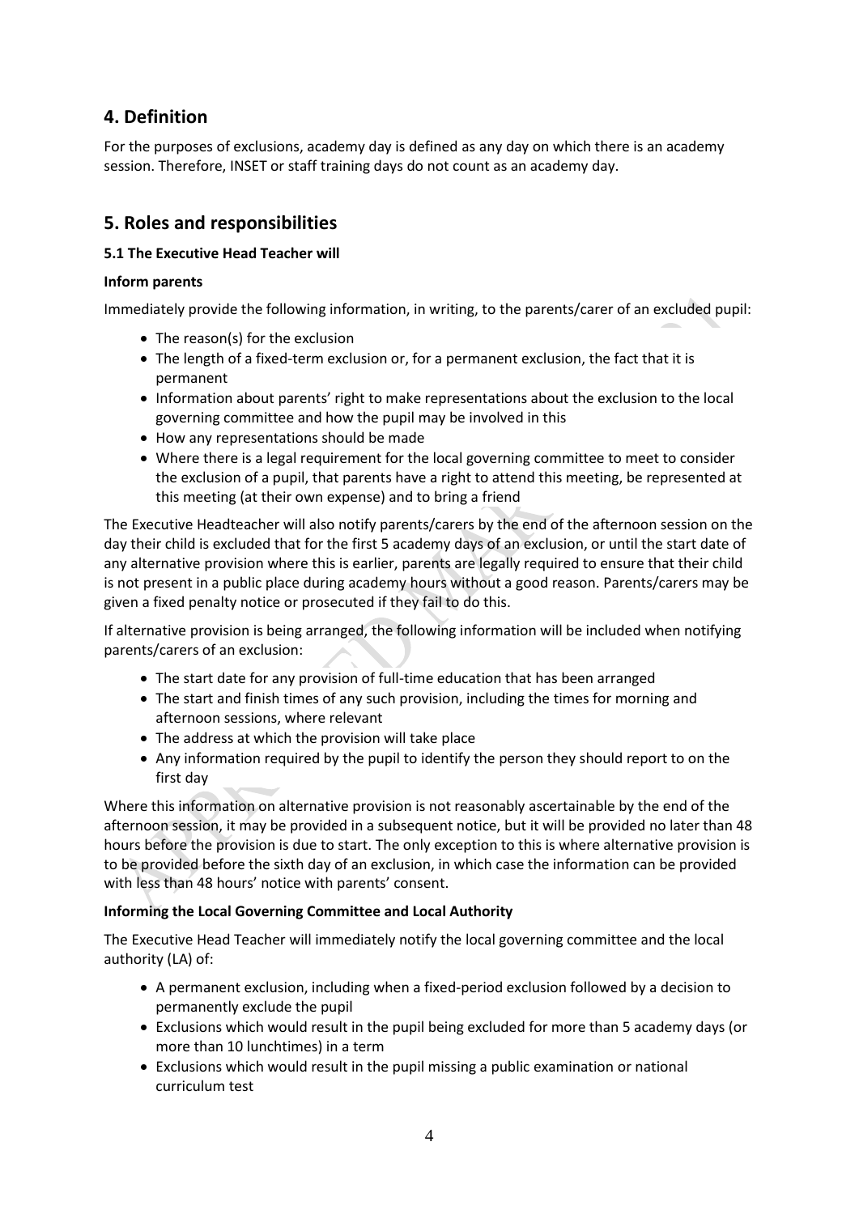## 4. Definition

For the purposes of exclusions, academy day is defined as any day on which there is an academy session. Therefore, INSET or staff training days do not count as an academy day.

## 5. Roles and responsibilities

### 5.1 The Executive Head Teacher will

**Inform parents**

Immediately provide the following information, in writing, to the parents/carer of an excluded pupil:

- The reason(s) for the exclusion
- The length of a fixed-term exclusion or, for a permanent exclusion, the fact that it is permanent
- Information about parents' right to make representations about the exclusion to the local governing committee and how the pupil may be involved in this
- How any representations should be made
- Where there is a legal requirement for the local governing committee to meet to consider the exclusion of a pupil, that parents have a right to attend this meeting, be represented at this meeting (at their own expense) and to bring a friend

The Executive Headteacher will also notify parents/carers by the end of the afternoon session on the day their child is excluded that for the first 5 academy days of an exclusion, or until the start date of any alternative provision where this is earlier, parents are legally required to ensure that their child is not present in a public place during academy hours without a good reason. Parents/carers may be given a fixed penalty notice or prosecuted if they fail to do this.

If alternative provision is being arranged, the following information will be included when notifying parents/carers of an exclusion:

- The start date for any provision of full-time education that has been arranged
- The start and finish times of any such provision, including the times for morning and afternoon sessions, where relevant
- The address at which the provision will take place
- Any information required by the pupil to identify the person they should report to on the first day

Where this information on alternative provision is not reasonably ascertainable by the end of the afternoon session, it may be provided in a subsequent notice, but it will be provided no later than 48 hours before the provision is due to start. The only exception to this is where alternative provision is to be provided before the sixth day of an exclusion, in which case the information can be provided with less than 48 hours' notice with parents' consent.

**Informing the Local Governing Committee and Local Authority**

The Executive Head Teacher will immediately notify the local governing committee and the local authority (LA) of:

- A permanent exclusion, including when a fixed-period exclusion followed by a decision to permanently exclude the pupil
- Exclusions which would result in the pupil being excluded for more than 5 academy days (or more than 10 lunchtimes) in a term
- Exclusions which would result in the pupil missing a public examination or national curriculum test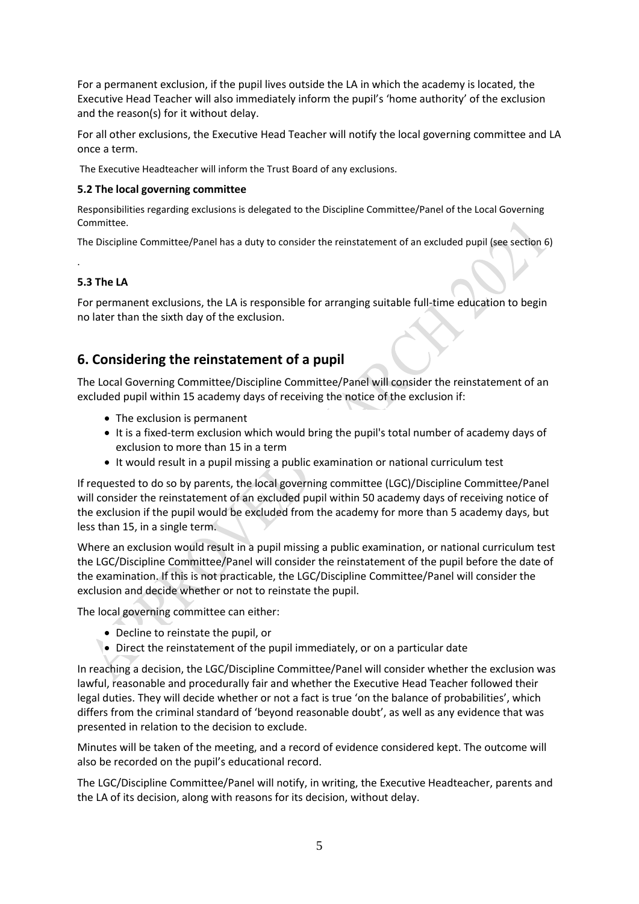For a permanent exclusion, if the pupil lives outside the LA in which the academy is located, the Executive Head Teacher will also immediately inform the pupil's 'home authority' of the exclusion and the reason(s) for it without delay.

For all other exclusions, the Executive Head Teacher will notify the local governing committee and LA once a term.

The Executive Headteacher will inform the Trust Board of any exclusions.

### 5.2 The local governing committee

Responsibilities regarding exclusions is delegated to the Discipline Committee/Panel of the Local Governing Committee.

The Discipline Committee/Panel has a duty to consider the reinstatement of an excluded pupil (see section 6)

.

### 5.3 The LA

For permanent exclusions, the LA is responsible for arranging suitable full-time education to begin no later than the sixth day of the exclusion.

## 6. Considering the reinstatement of a pupil

The Local Governing Committee/Discipline Committee/Panel will consider the reinstatement of an excluded pupil within 15 academy days of receiving the notice of the exclusion if:

- The exclusion is permanent
- It is a fixed-term exclusion which would bring the pupil's total number of academy days of exclusion to more than 15 in a term
- It would result in a pupil missing a public examination or national curriculum test

If requested to do so by parents, the local governing committee (LGC)/Discipline Committee/Panel will consider the reinstatement of an excluded pupil within 50 academy days of receiving notice of the exclusion if the pupil would be excluded from the academy for more than 5 academy days, but less than 15, in a single term.

Where an exclusion would result in a pupil missing a public examination, or national curriculum test the LGC/Discipline Committee/Panel will consider the reinstatement of the pupil before the date of the examination. If this is not practicable, the LGC/Discipline Committee/Panel will consider the exclusion and decide whether or not to reinstate the pupil.

The local governing committee can either:

- Decline to reinstate the pupil, or
- Direct the reinstatement of the pupil immediately, or on a particular date

In reaching a decision, the LGC/Discipline Committee/Panel will consider whether the exclusion was lawful, reasonable and procedurally fair and whether the Executive Head Teacher followed their legal duties. They will decide whether or not a fact is true 'on the balance of probabilities', which differs from the criminal standard of 'beyond reasonable doubt', as well as any evidence that was presented in relation to the decision to exclude.

Minutes will be taken of the meeting, and a record of evidence considered kept. The outcome will also be recorded on the pupil's educational record.

The LGC/Discipline Committee/Panel will notify, in writing, the Executive Headteacher, parents and the LA of its decision, along with reasons for its decision, without delay.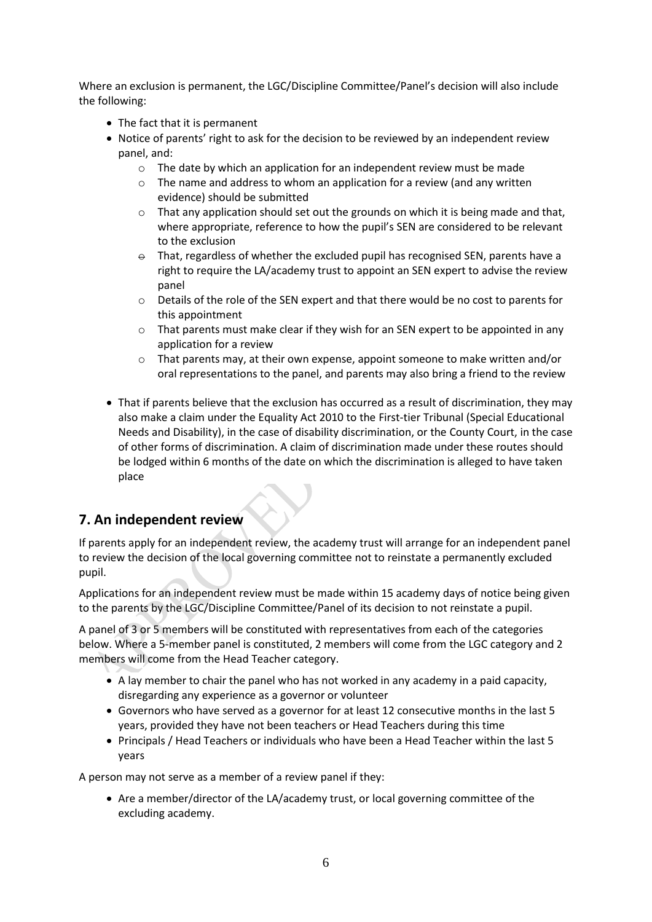Where an exclusion is permanent, the LGC/Discipline Committee/Panel's decision will also include the following:

- The fact that it is permanent
- Notice of parents' right to ask for the decision to be reviewed by an independent review panel, and:
  - The date by which an application for an independent review must be made
  - The name and address to whom an application for a review (and any written evidence) should be submitted
  - That any application should set out the grounds on which it is being made and that, where appropriate, reference to how the pupil's SEN are considered to be relevant to the exclusion
  - That, regardless of whether the excluded pupil has recognised SEN, parents have a right to require the LA/academy trust to appoint an SEN expert to advise the review panel
  - Details of the role of the SEN expert and that there would be no cost to parents for this appointment
  - That parents must make clear if they wish for an SEN expert to be appointed in any application for a review
  - That parents may, at their own expense, appoint someone to make written and/or oral representations to the panel, and parents may also bring a friend to the review
- That if parents believe that the exclusion has occurred as a result of discrimination, they may also make a claim under the Equality Act 2010 to the First-tier Tribunal (Special Educational Needs and Disability), in the case of disability discrimination, or the County Court, in the case of other forms of discrimination. A claim of discrimination made under these routes should be lodged within 6 months of the date on which the discrimination is alleged to have taken place

## 7. An independent review

If parents apply for an independent review, the academy trust will arrange for an independent panel to review the decision of the local governing committee not to reinstate a permanently excluded pupil.

Applications for an independent review must be made within 15 academy days of notice being given to the parents by the LGC/Discipline Committee/Panel of its decision to not reinstate a pupil.

A panel of 3 or 5 members will be constituted with representatives from each of the categories below. Where a 5-member panel is constituted, 2 members will come from the LGC category and 2 members will come from the Head Teacher category.

- A lay member to chair the panel who has not worked in any academy in a paid capacity, disregarding any experience as a governor or volunteer
- Governors who have served as a governor for at least 12 consecutive months in the last 5 years, provided they have not been teachers or Head Teachers during this time
- Principals / Head Teachers or individuals who have been a Head Teacher within the last 5 years

A person may not serve as a member of a review panel if they:

- Are a member/director of the LA/academy trust, or local governing committee of the excluding academy.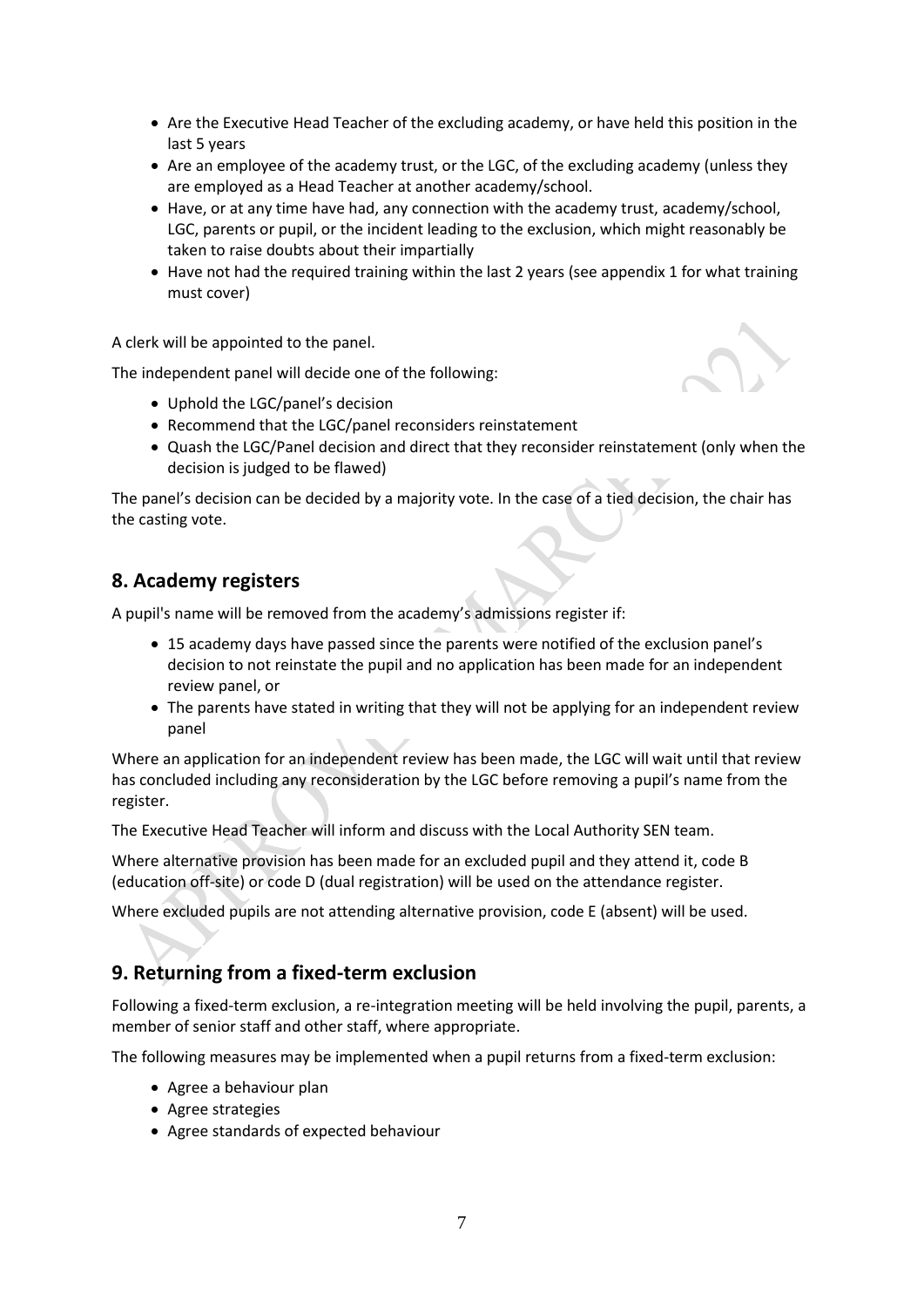- Are the Executive Head Teacher of the excluding academy, or have held this position in the last 5 years
- Are an employee of the academy trust, or the LGC, of the excluding academy (unless they are employed as a Head Teacher at another academy/school.
- Have, or at any time have had, any connection with the academy trust, academy/school, LGC, parents or pupil, or the incident leading to the exclusion, which might reasonably be taken to raise doubts about their impartially
- Have not had the required training within the last 2 years (see appendix 1 for what training must cover)

A clerk will be appointed to the panel.

The independent panel will decide one of the following:

- Uphold the LGC/panel's decision
- Recommend that the LGC/panel reconsiders reinstatement
- Quash the LGC/Panel decision and direct that they reconsider reinstatement (only when the decision is judged to be flawed)

The panel's decision can be decided by a majority vote. In the case of a tied decision, the chair has the casting vote.

## 8. Academy registers

A pupil's name will be removed from the academy's admissions register if:

- 15 academy days have passed since the parents were notified of the exclusion panel's decision to not reinstate the pupil and no application has been made for an independent review panel, or
- The parents have stated in writing that they will not be applying for an independent review panel

Where an application for an independent review has been made, the LGC will wait until that review has concluded including any reconsideration by the LGC before removing a pupil's name from the register.

The Executive Head Teacher will inform and discuss with the Local Authority SEN team.

Where alternative provision has been made for an excluded pupil and they attend it, code B (education off-site) or code D (dual registration) will be used on the attendance register.

Where excluded pupils are not attending alternative provision, code E (absent) will be used.

## 9. Returning from a fixed-term exclusion

Following a fixed-term exclusion, a re-integration meeting will be held involving the pupil, parents, a member of senior staff and other staff, where appropriate.

The following measures may be implemented when a pupil returns from a fixed-term exclusion:

- Agree a behaviour plan
- Agree strategies
- Agree standards of expected behaviour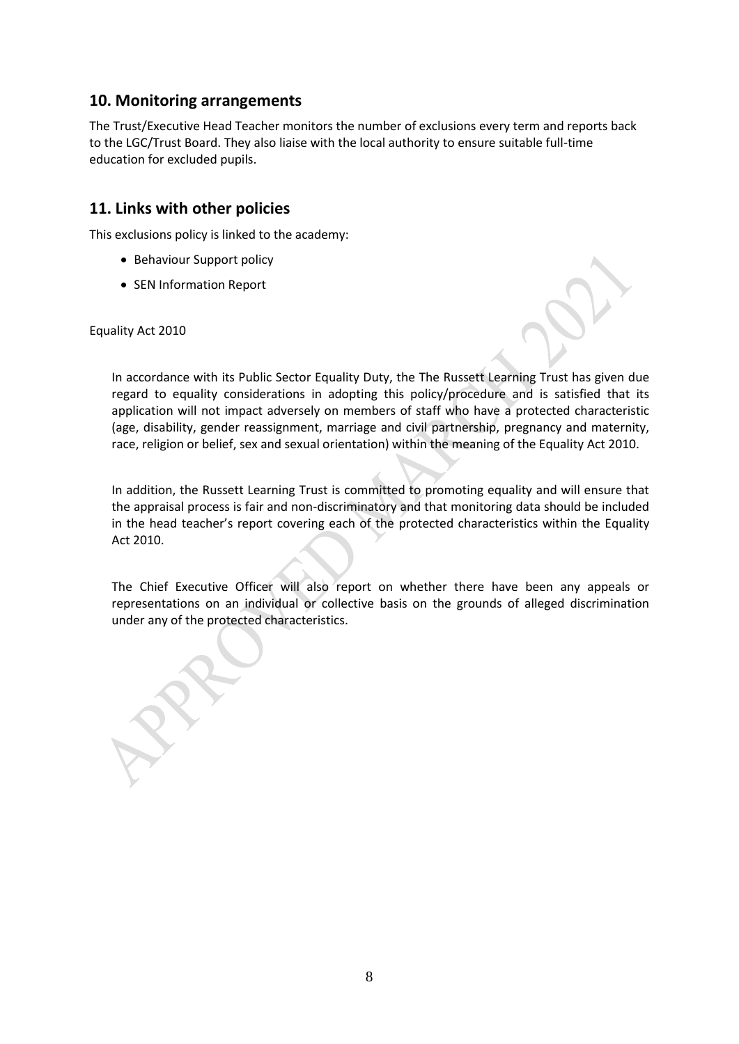## 10. Monitoring arrangements

The Trust/Executive Head Teacher monitors the number of exclusions every term and reports back to the LGC/Trust Board. They also liaise with the local authority to ensure suitable full-time education for excluded pupils.

## 11. Links with other policies

This exclusions policy is linked to the academy:

- Behaviour Support policy
- SEN Information Report

Equality Act 2010

In accordance with its Public Sector Equality Duty, the The Russett Learning Trust has given due regard to equality considerations in adopting this policy/procedure and is satisfied that its application will not impact adversely on members of staff who have a protected characteristic (age, disability, gender reassignment, marriage and civil partnership, pregnancy and maternity, race, religion or belief, sex and sexual orientation) within the meaning of the Equality Act 2010.

In addition, the Russett Learning Trust is committed to promoting equality and will ensure that the appraisal process is fair and non-discriminatory and that monitoring data should be included in the head teacher's report covering each of the protected characteristics within the Equality Act 2010.

The Chief Executive Officer will also report on whether there have been any appeals or representations on an individual or collective basis on the grounds of alleged discrimination under any of the protected characteristics.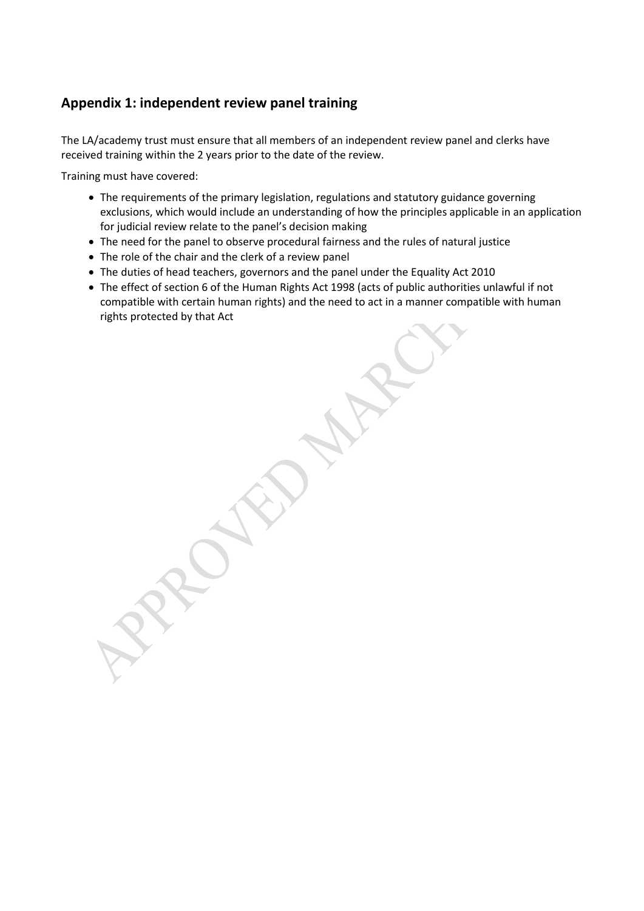## Appendix 1: independent review panel training

The LA/academy trust must ensure that all members of an independent review panel and clerks have received training within the 2 years prior to the date of the review.

Training must have covered:

- The requirements of the primary legislation, regulations and statutory guidance governing exclusions, which would include an understanding of how the principles applicable in an application for judicial review relate to the panel's decision making
- The need for the panel to observe procedural fairness and the rules of natural justice
- The role of the chair and the clerk of a review panel
- The duties of head teachers, governors and the panel under the Equality Act 2010
- The effect of section 6 of the Human Rights Act 1998 (acts of public authorities unlawful if not compatible with certain human rights) and the need to act in a manner compatible with human rights protected by that Act